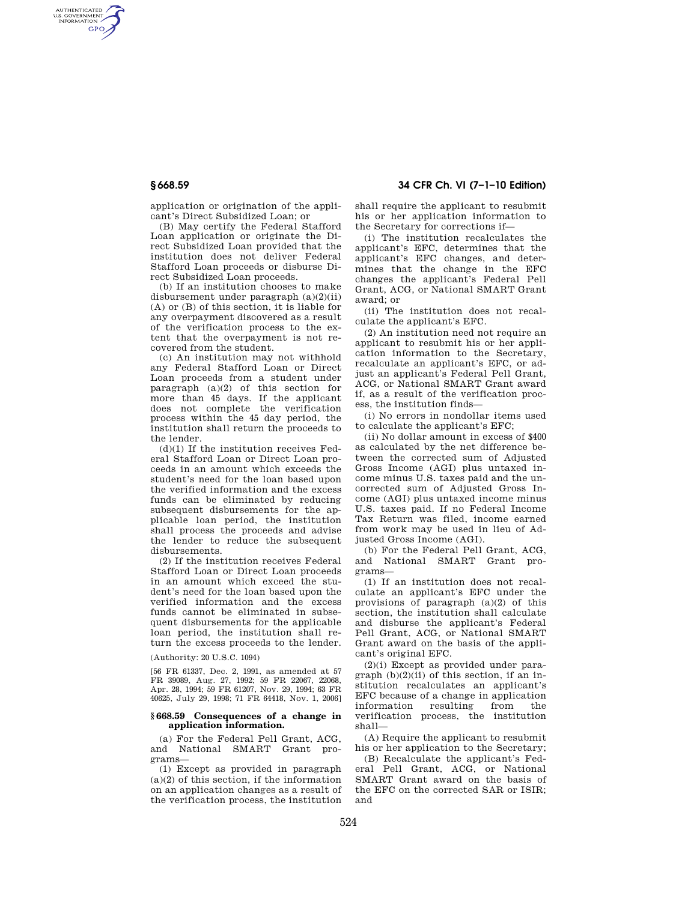application or origination of the applicant's Direct Subsidized Loan; or

(B) May certify the Federal Stafford Loan application or originate the Direct Subsidized Loan provided that the institution does not deliver Federal Stafford Loan proceeds or disburse Direct Subsidized Loan proceeds.

(b) If an institution chooses to make disbursement under paragraph (a)(2)(ii) (A) or (B) of this section, it is liable for any overpayment discovered as a result of the verification process to the extent that the overpayment is not recovered from the student.

(c) An institution may not withhold any Federal Stafford Loan or Direct Loan proceeds from a student under paragraph (a)(2) of this section for more than 45 days. If the applicant does not complete the verification process within the 45 day period, the institution shall return the proceeds to the lender.

(d)(1) If the institution receives Federal Stafford Loan or Direct Loan proceeds in an amount which exceeds the student's need for the loan based upon the verified information and the excess funds can be eliminated by reducing subsequent disbursements for the applicable loan period, the institution shall process the proceeds and advise the lender to reduce the subsequent disbursements.

(2) If the institution receives Federal Stafford Loan or Direct Loan proceeds in an amount which exceed the student's need for the loan based upon the verified information and the excess funds cannot be eliminated in subsequent disbursements for the applicable loan period, the institution shall return the excess proceeds to the lender.

(Authority: 20 U.S.C. 1094)

[56 FR 61337, Dec. 2, 1991, as amended at 57 FR 39089, Aug. 27, 1992; 59 FR 22067, 22068, Apr. 28, 1994; 59 FR 61207, Nov. 29, 1994; 63 FR 40625, July 29, 1998; 71 FR 64418, Nov. 1, 2006]

### § 668.59 Consequences of a change in application information.

(a) For the Federal Pell Grant, ACG, and National SMART Grant programs—

(1) Except as provided in paragraph (a)(2) of this section, if the information on an application changes as a result of the verification process, the institution shall require the applicant to resubmit his or her application information to the Secretary for corrections if—

(i) The institution recalculates the applicant's EFC, determines that the applicant's EFC changes, and determines that the change in the EFC changes the applicant's Federal Pell Grant, ACG, or National SMART Grant award; or

(ii) The institution does not recalculate the applicant's EFC.

(2) An institution need not require an applicant to resubmit his or her application information to the Secretary, recalculate an applicant's EFC, or adjust an applicant's Federal Pell Grant, ACG, or National SMART Grant award if, as a result of the verification process, the institution finds—

(i) No errors in nondollar items used to calculate the applicant's EFC;

(ii) No dollar amount in excess of $400 as calculated by the net difference between the corrected sum of Adjusted Gross Income (AGI) plus untaxed income minus U.S. taxes paid and the uncorrected sum of Adjusted Gross Income (AGI) plus untaxed income minus U.S. taxes paid. If no Federal Income Tax Return was filed, income earned from work may be used in lieu of Adjusted Gross Income (AGI).

(b) For the Federal Pell Grant, ACG, and National SMART Grant programs—

(1) If an institution does not recalculate an applicant's EFC under the provisions of paragraph (a)(2) of this section, the institution shall calculate and disburse the applicant's Federal Pell Grant, ACG, or National SMART Grant award on the basis of the applicant's original EFC.

(2)(i) Except as provided under paragraph (b)(2)(ii) of this section, if an institution recalculates an applicant's EFC because of a change in application information resulting from the verification process, the institution shall—

(A) Require the applicant to resubmit his or her application to the Secretary;

(B) Recalculate the applicant's Federal Pell Grant, ACG, or National SMART Grant award on the basis of the EFC on the corrected SAR or ISIR; and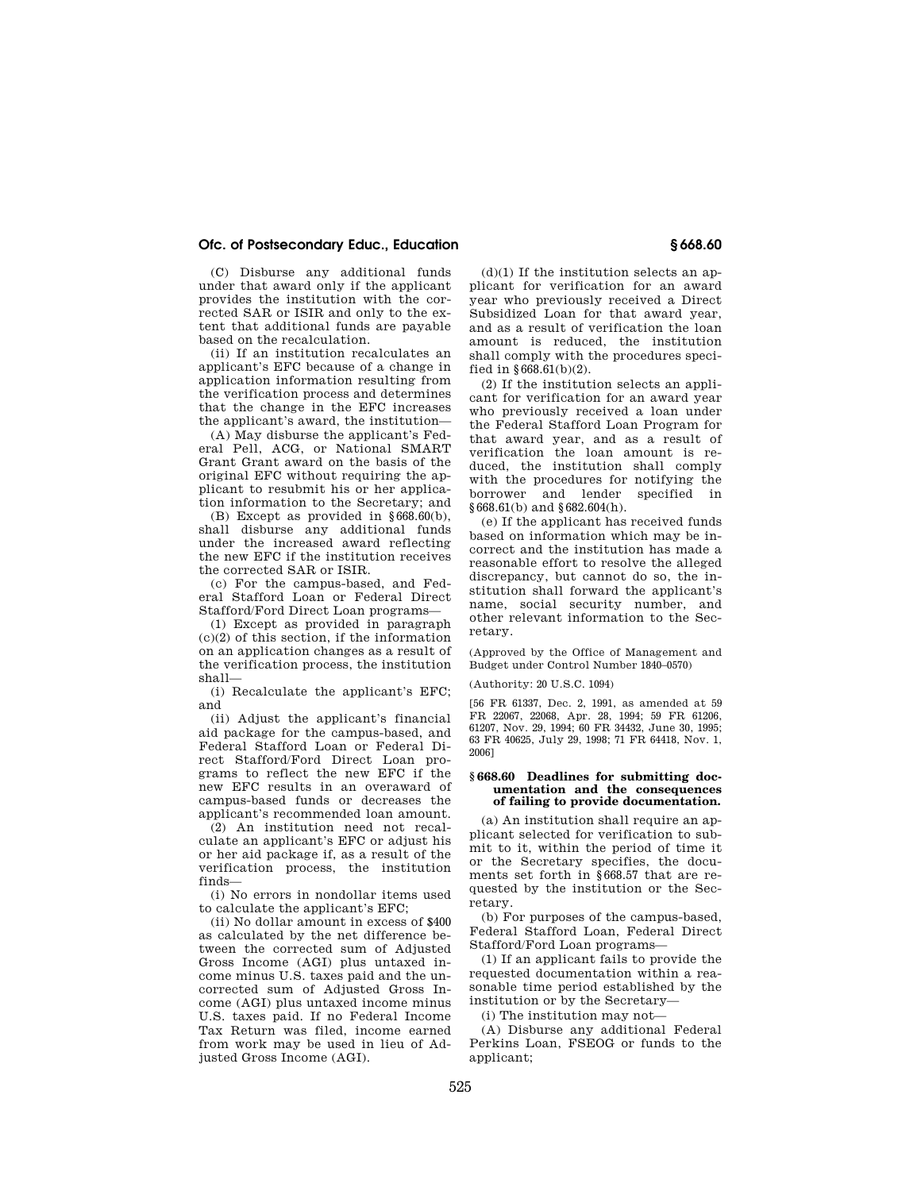(C) Disburse any additional funds under that award only if the applicant provides the institution with the corrected SAR or ISIR and only to the extent that additional funds are payable based on the recalculation.

(ii) If an institution recalculates an applicant's EFC because of a change in application information resulting from the verification process and determines that the change in the EFC increases the applicant's award, the institution—

(A) May disburse the applicant's Federal Pell, ACG, or National SMART Grant Grant award on the basis of the original EFC without requiring the applicant to resubmit his or her application information to the Secretary; and

(B) Except as provided in §668.60(b), shall disburse any additional funds under the increased award reflecting the new EFC if the institution receives the corrected SAR or ISIR.

(c) For the campus-based, and Federal Stafford Loan or Federal Direct Stafford/Ford Direct Loan programs—

(1) Except as provided in paragraph (c)(2) of this section, if the information on an application changes as a result of the verification process, the institution shall—

(i) Recalculate the applicant's EFC; and

(ii) Adjust the applicant's financial aid package for the campus-based, and Federal Stafford Loan or Federal Direct Stafford/Ford Direct Loan programs to reflect the new EFC if the new EFC results in an overaward of campus-based funds or decreases the applicant's recommended loan amount.

(2) An institution need not recalculate an applicant's EFC or adjust his or her aid package if, as a result of the verification process, the institution finds—

(i) No errors in nondollar items used to calculate the applicant's EFC;

(ii) No dollar amount in excess of $400 as calculated by the net difference between the corrected sum of Adjusted Gross Income (AGI) plus untaxed income minus U.S. taxes paid and the uncorrected sum of Adjusted Gross Income (AGI) plus untaxed income minus U.S. taxes paid. If no Federal Income Tax Return was filed, income earned from work may be used in lieu of Adjusted Gross Income (AGI).

(d)(1) If the institution selects an applicant for verification for an award year who previously received a Direct Subsidized Loan for that award year, and as a result of verification the loan amount is reduced, the institution shall comply with the procedures specified in §668.61(b)(2).

(2) If the institution selects an applicant for verification for an award year who previously received a loan under the Federal Stafford Loan Program for that award year, and as a result of verification the loan amount is reduced, the institution shall comply with the procedures for notifying the borrower and lender specified in §668.61(b) and §682.604(h).

(e) If the applicant has received funds based on information which may be incorrect and the institution has made a reasonable effort to resolve the alleged discrepancy, but cannot do so, the institution shall forward the applicant's name, social security number, and other relevant information to the Secretary.

(Approved by the Office of Management and Budget under Control Number 1840–0570)

(Authority: 20 U.S.C. 1094)

[56 FR 61337, Dec. 2, 1991, as amended at 59 FR 22067, 22068, Apr. 28, 1994; 59 FR 61206, 61207, Nov. 29, 1994; 60 FR 34432, June 30, 1995; 63 FR 40625, July 29, 1998; 71 FR 64418, Nov. 1, 2006]

### § 668.60 Deadlines for submitting documentation and the consequences of failing to provide documentation.

(a) An institution shall require an applicant selected for verification to submit to it, within the period of time it or the Secretary specifies, the documents set forth in §668.57 that are requested by the institution or the Secretary.

(b) For purposes of the campus-based, Federal Stafford Loan, Federal Direct Stafford/Ford Loan programs—

(1) If an applicant fails to provide the requested documentation within a reasonable time period established by the institution or by the Secretary—

(i) The institution may not—

(A) Disburse any additional Federal Perkins Loan, FSEOG or funds to the applicant;